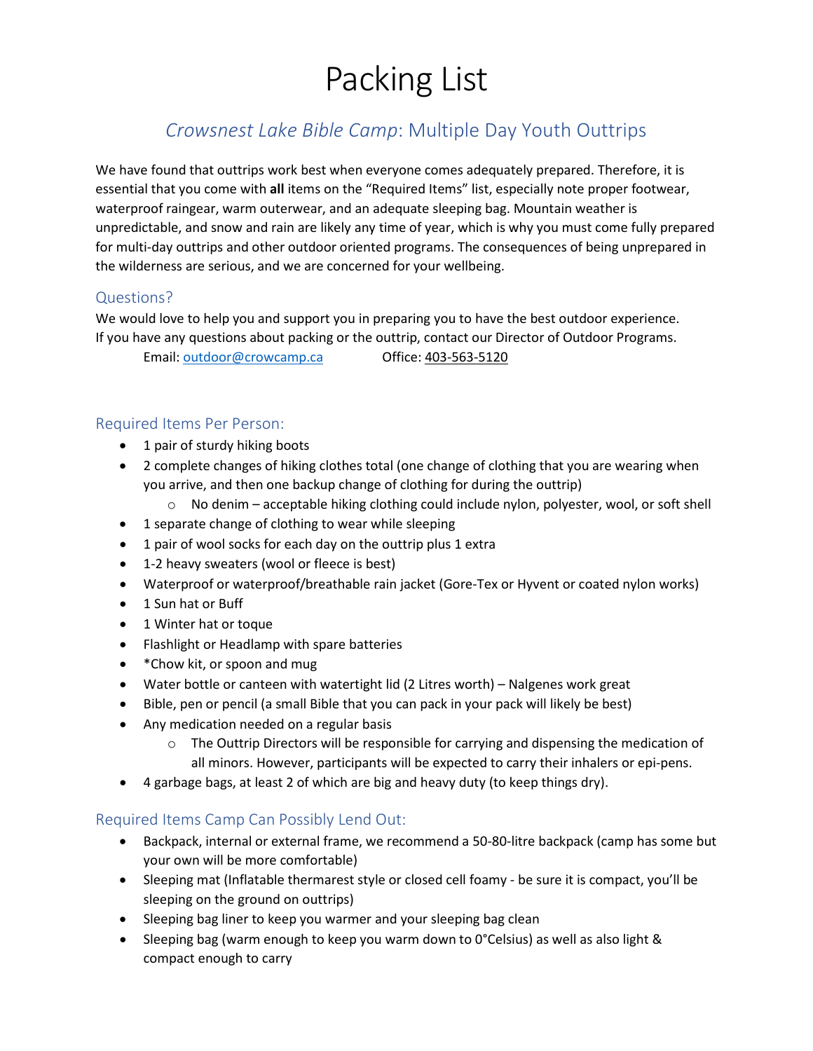# Packing List

## *Crowsnest Lake Bible Camp*: Multiple Day Youth Outtrips

We have found that outtrips work best when everyone comes adequately prepared. Therefore, it is essential that you come with **all** items on the "Required Items" list, especially note proper footwear, waterproof raingear, warm outerwear, and an adequate sleeping bag. Mountain weather is unpredictable, and snow and rain are likely any time of year, which is why you must come fully prepared for multi-day outtrips and other outdoor oriented programs. The consequences of being unprepared in the wilderness are serious, and we are concerned for your wellbeing.

### Questions?

We would love to help you and support you in preparing you to have the best outdoor experience. If you have any questions about packing or the outtrip, contact our Director of Outdoor Programs.

Email: outdoor@crowcamp.ca Office: 403-563-5120

### Required Items Per Person:

- 1 pair of sturdy hiking boots
- 2 complete changes of hiking clothes total (one change of clothing that you are wearing when you arrive, and then one backup change of clothing for during the outtrip)
  - No denim – acceptable hiking clothing could include nylon, polyester, wool, or soft shell
- 1 separate change of clothing to wear while sleeping
- 1 pair of wool socks for each day on the outtrip plus 1 extra
- 1-2 heavy sweaters (wool or fleece is best)
- Waterproof or waterproof/breathable rain jacket (Gore-Tex or Hyvent or coated nylon works)
- 1 Sun hat or Buff
- 1 Winter hat or toque
- Flashlight or Headlamp with spare batteries
- *Chow kit, or spoon and mug
- Water bottle or canteen with watertight lid (2 Litres worth) – Nalgenes work great
- Bible, pen or pencil (a small Bible that you can pack in your pack will likely be best)
- Any medication needed on a regular basis
  - The Outtrip Directors will be responsible for carrying and dispensing the medication of all minors. However, participants will be expected to carry their inhalers or epi-pens.
- 4 garbage bags, at least 2 of which are big and heavy duty (to keep things dry).

### Required Items Camp Can Possibly Lend Out:

- Backpack, internal or external frame, we recommend a 50-80-litre backpack (camp has some but your own will be more comfortable)
- Sleeping mat (Inflatable thermarest style or closed cell foamy - be sure it is compact, you'll be sleeping on the ground on outtrips)
- Sleeping bag liner to keep you warmer and your sleeping bag clean
- Sleeping bag (warm enough to keep you warm down to 0°Celsius) as well as also light & compact enough to carry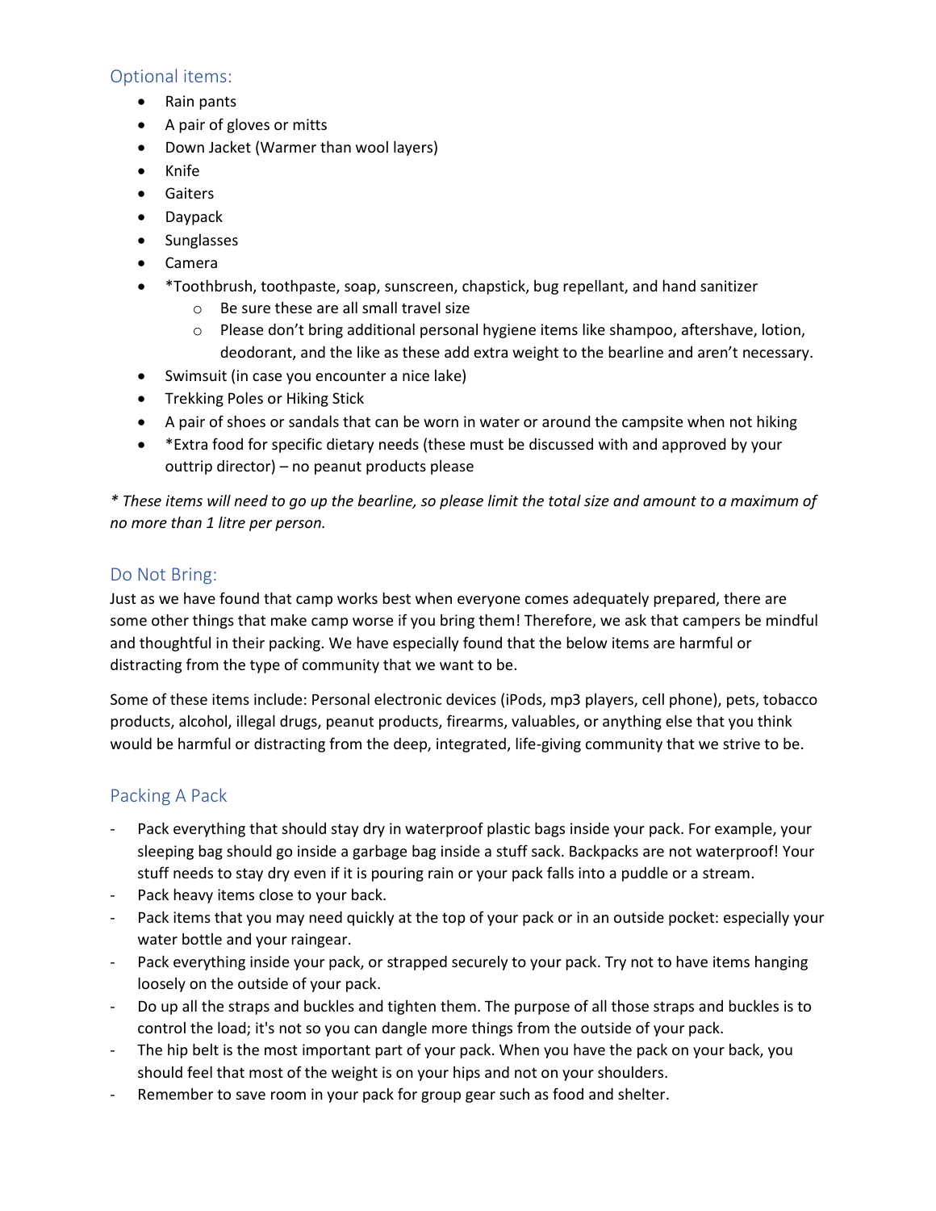## Optional items:

- Rain pants
- A pair of gloves or mitts
- Down Jacket (Warmer than wool layers)
- Knife
- Gaiters
- Daypack
- Sunglasses
- Camera
- *Toothbrush, toothpaste, soap, sunscreen, chapstick, bug repellant, and hand sanitizer
    - Be sure these are all small travel size
    - Please don't bring additional personal hygiene items like shampoo, aftershave, lotion, deodorant, and the like as these add extra weight to the bearline and aren't necessary.
- Swimsuit (in case you encounter a nice lake)
- Trekking Poles or Hiking Stick
- A pair of shoes or sandals that can be worn in water or around the campsite when not hiking
- *Extra food for specific dietary needs (these must be discussed with and approved by your outtrip director) – no peanut products please

*\* These items will need to go up the bearline, so please limit the total size and amount to a maximum of no more than 1 litre per person.*

## Do Not Bring:

Just as we have found that camp works best when everyone comes adequately prepared, there are some other things that make camp worse if you bring them! Therefore, we ask that campers be mindful and thoughtful in their packing. We have especially found that the below items are harmful or distracting from the type of community that we want to be.

Some of these items include: Personal electronic devices (iPods, mp3 players, cell phone), pets, tobacco products, alcohol, illegal drugs, peanut products, firearms, valuables, or anything else that you think would be harmful or distracting from the deep, integrated, life-giving community that we strive to be.

## Packing A Pack

- Pack everything that should stay dry in waterproof plastic bags inside your pack. For example, your sleeping bag should go inside a garbage bag inside a stuff sack. Backpacks are not waterproof! Your stuff needs to stay dry even if it is pouring rain or your pack falls into a puddle or a stream.
- Pack heavy items close to your back.
- Pack items that you may need quickly at the top of your pack or in an outside pocket: especially your water bottle and your raingear.
- Pack everything inside your pack, or strapped securely to your pack. Try not to have items hanging loosely on the outside of your pack.
- Do up all the straps and buckles and tighten them. The purpose of all those straps and buckles is to control the load; it's not so you can dangle more things from the outside of your pack.
- The hip belt is the most important part of your pack. When you have the pack on your back, you should feel that most of the weight is on your hips and not on your shoulders.
- Remember to save room in your pack for group gear such as food and shelter.